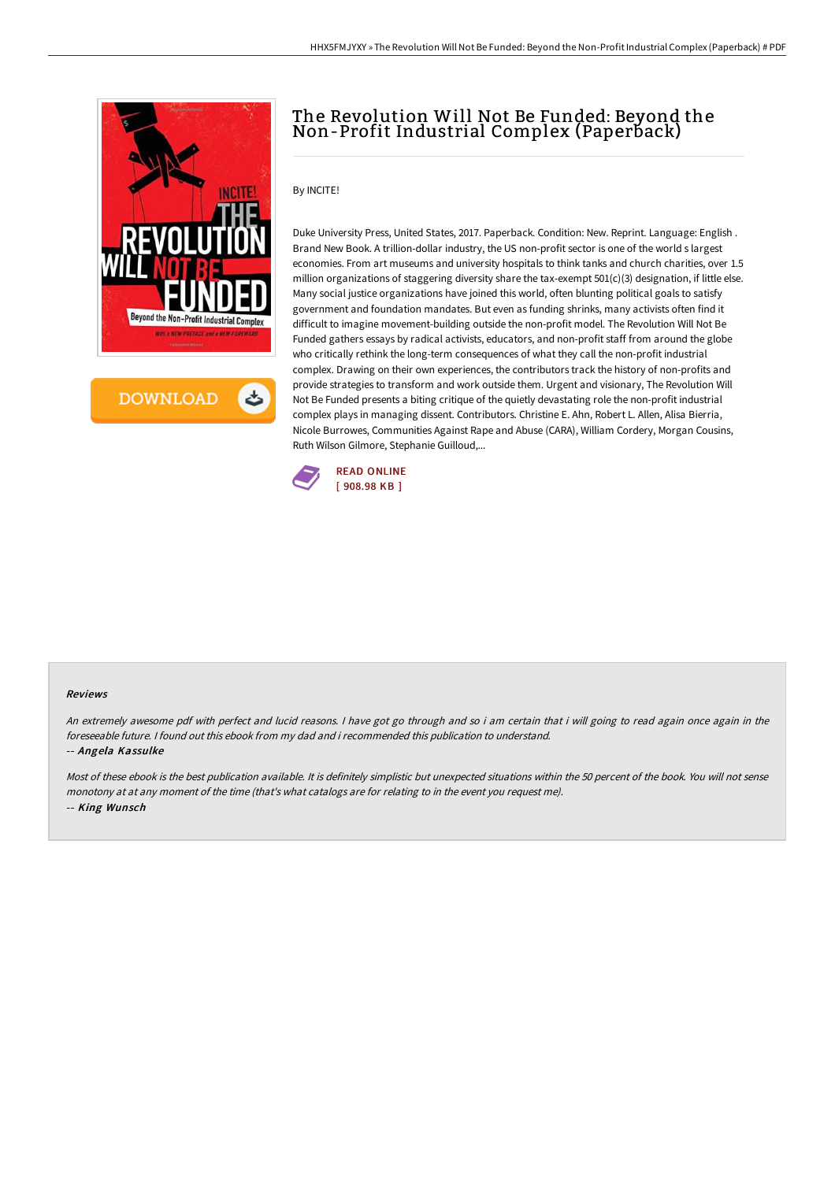# The Revolution Will Not Be Funded: Beyond the Non-Profit Industrial Complex (Paperback)

By INCITE!

Duke University Press, United States, 2017. Paperback. Condition: New. Reprint. Language: English . Brand New Book. A trillion-dollar industry, the US non-profit sector is one of the world s largest economies. From art museums and university hospitals to think tanks and church charities, over 1.5 million organizations of staggering diversity share the tax-exempt 501(c)(3) designation, if little else. Many social justice organizations have joined this world, often blunting political goals to satisfy government and foundation mandates. But even as funding shrinks, many activists often find it difficult to imagine movement-building outside the non-profit model. The Revolution Will Not Be Funded gathers essays by radical activists, educators, and non-profit staff from around the globe who critically rethink the long-term consequences of what they call the non-profit industrial complex. Drawing on their own experiences, the contributors track the history of non-profits and provide strategies to transform and work outside them. Urgent and visionary, The Revolution Will Not Be Funded presents a biting critique of the quietly devastating role the non-profit industrial complex plays in managing dissent. Contributors. Christine E. Ahn, Robert L. Allen, Alisa Bierria, Nicole Burrowes, Communities Against Rape and Abuse (CARA), William Cordery, Morgan Cousins, Ruth Wilson Gilmore, Stephanie Guilloud,...

READ ONLINE
[ 908.98 KB ]

### Reviews

*An extremely awesome pdf with perfect and lucid reasons. I have got go through and so i am certain that i will going to read again once again in the foreseeable future. I found out this ebook from my dad and i recommended this publication to understand.*

*-- Angela Kassulke*

*Most of these ebook is the best publication available. It is definitely simplistic but unexpected situations within the 50 percent of the book. You will not sense monotony at at any moment of the time (that's what catalogs are for relating to in the event you request me).*

*-- King Wunsch*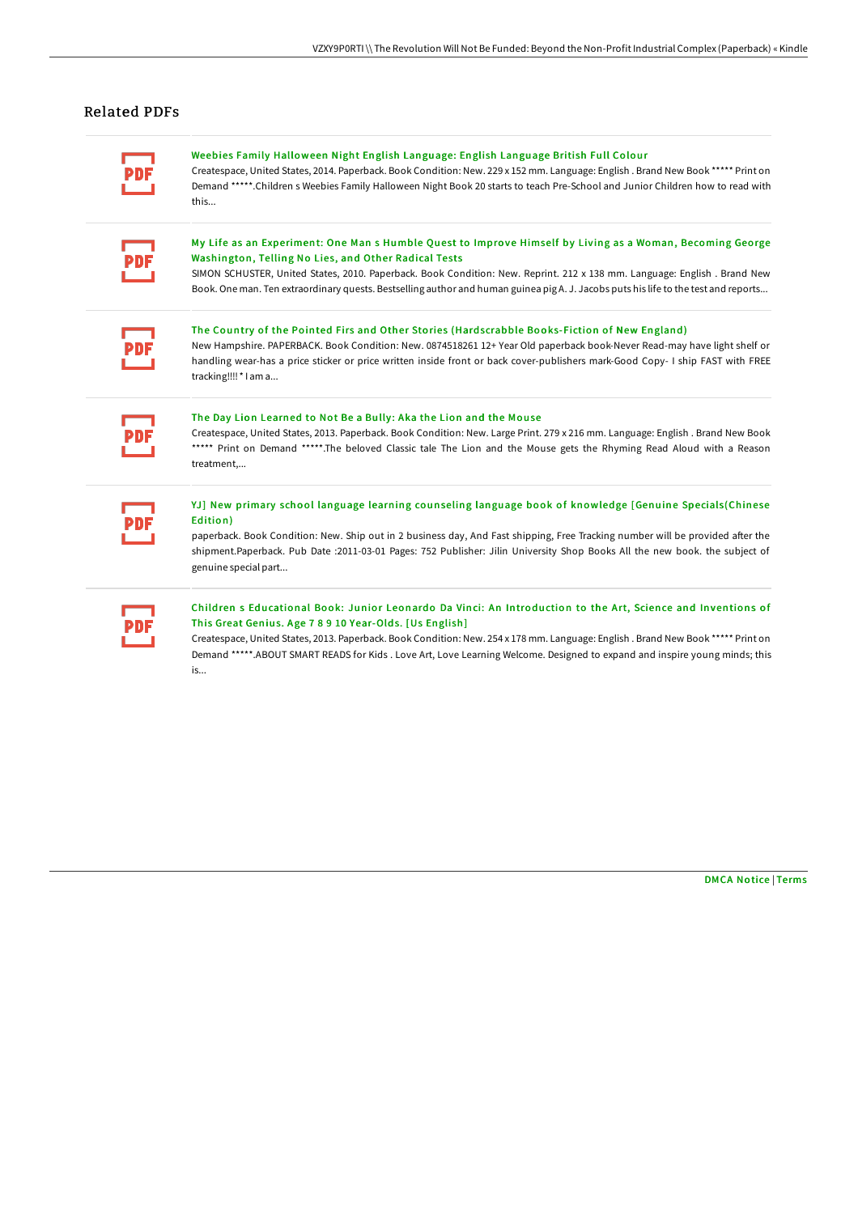## Related PDFs

**Weebies Family Halloween Night English Language: English Language British Full Colour**

Createspace, United States, 2014. Paperback. Book Condition: New. 229 x 152 mm. Language: English . Brand New Book ***** Print on Demand *****.Children s Weebies Family Halloween Night Book 20 starts to teach Pre-School and Junior Children how to read with this...

**My Life as an Experiment: One Man s Humble Quest to Improve Himself by Living as a Woman, Becoming George Washington, Telling No Lies, and Other Radical Tests**

SIMON SCHUSTER, United States, 2010. Paperback. Book Condition: New. Reprint. 212 x 138 mm. Language: English . Brand New Book. One man. Ten extraordinary quests. Bestselling author and human guinea pig A. J. Jacobs puts his life to the test and reports...

**The Country of the Pointed Firs and Other Stories (Hardscrabble Books-Fiction of New England)**

New Hampshire. PAPERBACK. Book Condition: New. 0874518261 12+ Year Old paperback book-Never Read-may have light shelf or handling wear-has a price sticker or price written inside front or back cover-publishers mark-Good Copy- I ship FAST with FREE tracking!!!! * I am a...

**The Day Lion Learned to Not Be a Bully: Aka the Lion and the Mouse**

Createspace, United States, 2013. Paperback. Book Condition: New. Large Print. 279 x 216 mm. Language: English . Brand New Book ***** Print on Demand *****.The beloved Classic tale The Lion and the Mouse gets the Rhyming Read Aloud with a Reason treatment,...

**YJ] New primary school language learning counseling language book of knowledge [Genuine Specials(Chinese Edition)**

paperback. Book Condition: New. Ship out in 2 business day, And Fast shipping, Free Tracking number will be provided after the shipment.Paperback. Pub Date :2011-03-01 Pages: 752 Publisher: Jilin University Shop Books All the new book. the subject of genuine special part...

**Children s Educational Book: Junior Leonardo Da Vinci: An Introduction to the Art, Science and Inventions of This Great Genius. Age 7 8 9 10 Year-Olds. [Us English]**

Createspace, United States, 2013. Paperback. Book Condition: New. 254 x 178 mm. Language: English . Brand New Book ***** Print on Demand *****.ABOUT SMART READS for Kids . Love Art, Love Learning Welcome. Designed to expand and inspire young minds; this is...

DMCA Notice | Terms